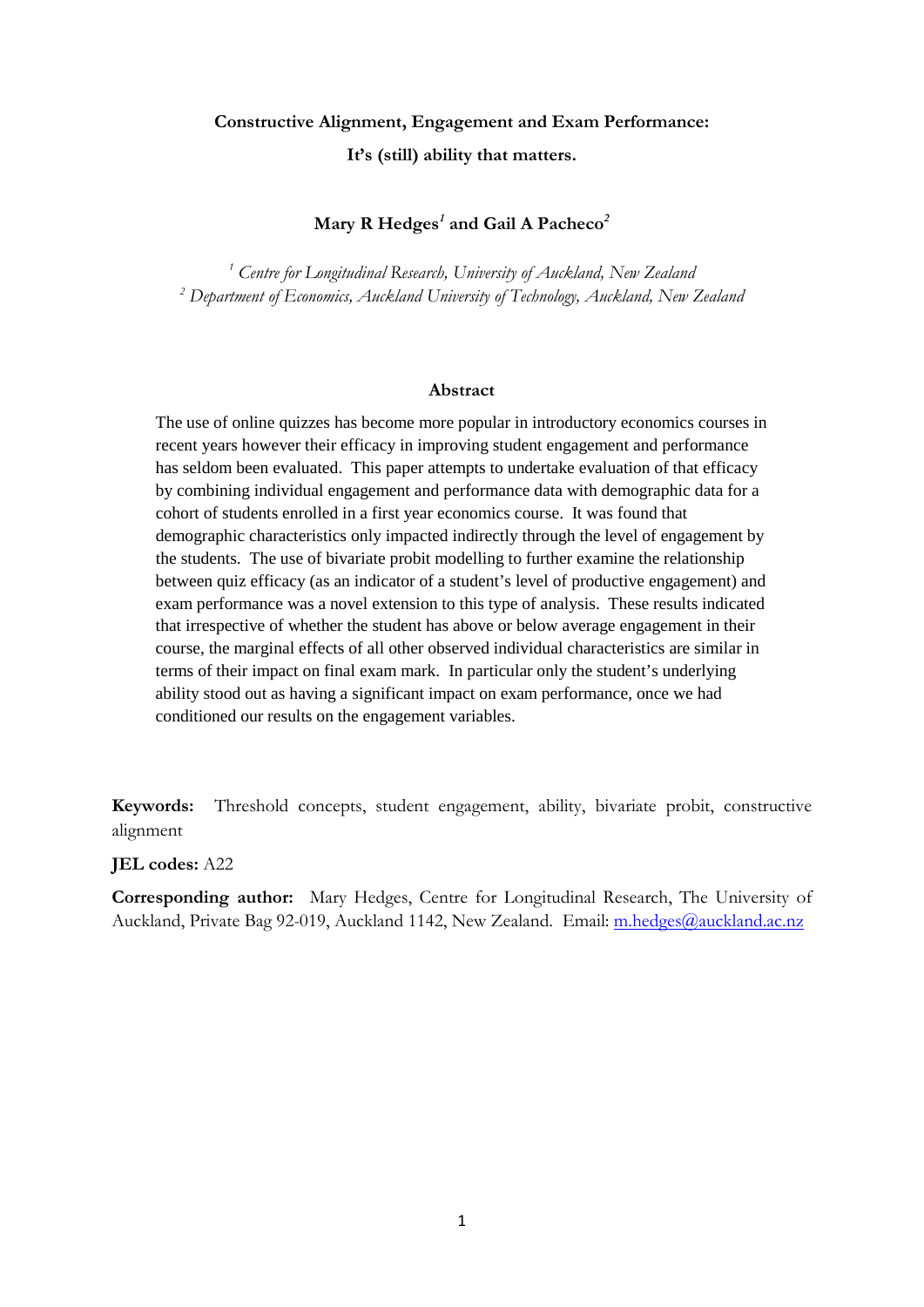# Constructive Alignment, Engagement and Exam Performance: It's (still) ability that matters.

**Mary R Hedges[1] and Gail A Pacheco[2]**

[1] *Centre for Longitudinal Research, University of Auckland, New Zealand*
[2] *Department of Economics, Auckland University of Technology, Auckland, New Zealand*

## Abstract

The use of online quizzes has become more popular in introductory economics courses in recent years however their efficacy in improving student engagement and performance has seldom been evaluated. This paper attempts to undertake evaluation of that efficacy by combining individual engagement and performance data with demographic data for a cohort of students enrolled in a first year economics course. It was found that demographic characteristics only impacted indirectly through the level of engagement by the students. The use of bivariate probit modelling to further examine the relationship between quiz efficacy (as an indicator of a student's level of productive engagement) and exam performance was a novel extension to this type of analysis. These results indicated that irrespective of whether the student has above or below average engagement in their course, the marginal effects of all other observed individual characteristics are similar in terms of their impact on final exam mark. In particular only the student's underlying ability stood out as having a significant impact on exam performance, once we had conditioned our results on the engagement variables.

**Keywords:** Threshold concepts, student engagement, ability, bivariate probit, constructive alignment

**JEL codes:** A22

**Corresponding author:** Mary Hedges, Centre for Longitudinal Research, The University of Auckland, Private Bag 92-019, Auckland 1142, New Zealand. Email: m.hedges@auckland.ac.nz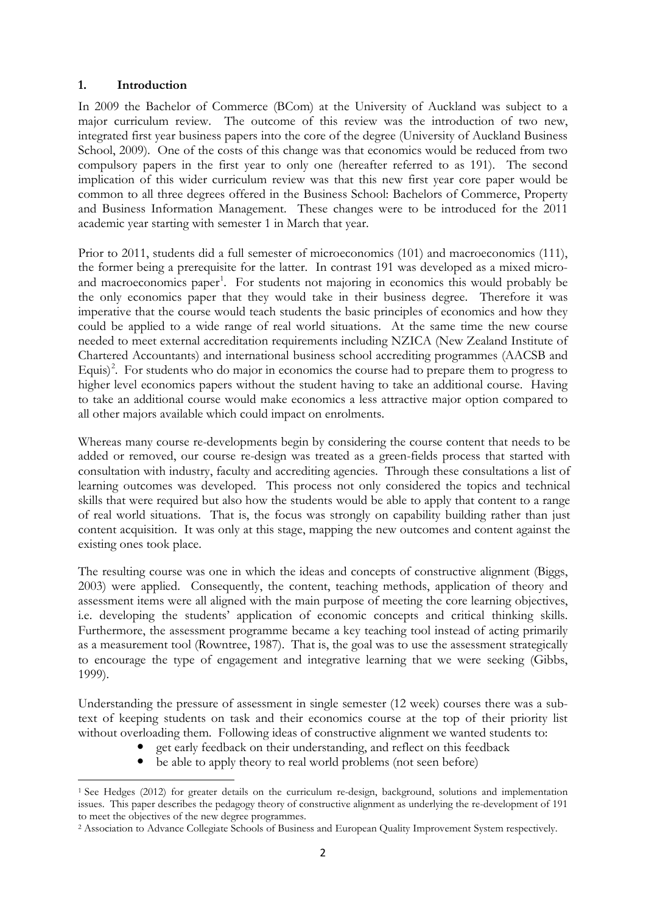## 1. Introduction

In 2009 the Bachelor of Commerce (BCom) at the University of Auckland was subject to a major curriculum review. The outcome of this review was the introduction of two new, integrated first year business papers into the core of the degree (University of Auckland Business School, 2009). One of the costs of this change was that economics would be reduced from two compulsory papers in the first year to only one (hereafter referred to as 191). The second implication of this wider curriculum review was that this new first year core paper would be common to all three degrees offered in the Business School: Bachelors of Commerce, Property and Business Information Management. These changes were to be introduced for the 2011 academic year starting with semester 1 in March that year.

Prior to 2011, students did a full semester of microeconomics (101) and macroeconomics (111), the former being a prerequisite for the latter. In contrast 191 was developed as a mixed micro- and macroeconomics paper[1]. For students not majoring in economics this would probably be the only economics paper that they would take in their business degree. Therefore it was imperative that the course would teach students the basic principles of economics and how they could be applied to a wide range of real world situations. At the same time the new course needed to meet external accreditation requirements including NZICA (New Zealand Institute of Chartered Accountants) and international business school accrediting programmes (AACSB and Equis)[2]. For students who do major in economics the course had to prepare them to progress to higher level economics papers without the student having to take an additional course. Having to take an additional course would make economics a less attractive major option compared to all other majors available which could impact on enrolments.

Whereas many course re-developments begin by considering the course content that needs to be added or removed, our course re-design was treated as a green-fields process that started with consultation with industry, faculty and accrediting agencies. Through these consultations a list of learning outcomes was developed. This process not only considered the topics and technical skills that were required but also how the students would be able to apply that content to a range of real world situations. That is, the focus was strongly on capability building rather than just content acquisition. It was only at this stage, mapping the new outcomes and content against the existing ones took place.

The resulting course was one in which the ideas and concepts of constructive alignment (Biggs, 2003) were applied. Consequently, the content, teaching methods, application of theory and assessment items were all aligned with the main purpose of meeting the core learning objectives, i.e. developing the students' application of economic concepts and critical thinking skills. Furthermore, the assessment programme became a key teaching tool instead of acting primarily as a measurement tool (Rowntree, 1987). That is, the goal was to use the assessment strategically to encourage the type of engagement and integrative learning that we were seeking (Gibbs, 1999).

Understanding the pressure of assessment in single semester (12 week) courses there was a sub-text of keeping students on task and their economics course at the top of their priority list without overloading them. Following ideas of constructive alignment we wanted students to:

- get early feedback on their understanding, and reflect on this feedback
- be able to apply theory to real world problems (not seen before)

---

[1] See Hedges (2012) for greater details on the curriculum re-design, background, solutions and implementation issues. This paper describes the pedagogy theory of constructive alignment as underlying the re-development of 191 to meet the objectives of the new degree programmes.

[2] Association to Advance Collegiate Schools of Business and European Quality Improvement System respectively.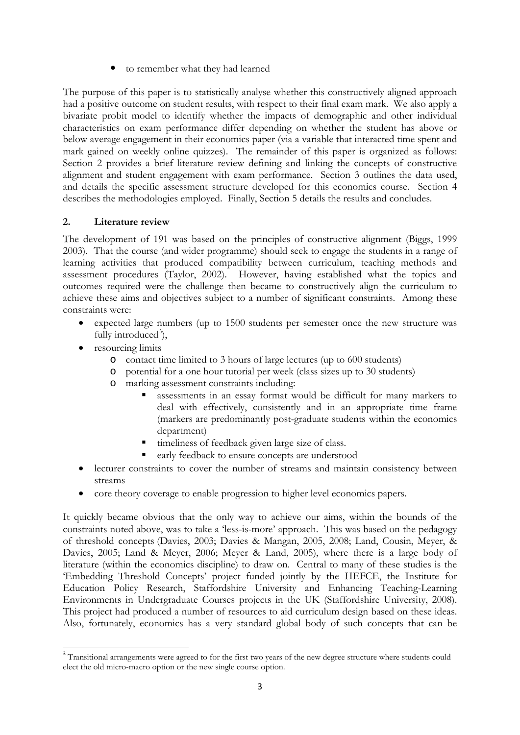- to remember what they had learned

The purpose of this paper is to statistically analyse whether this constructively aligned approach had a positive outcome on student results, with respect to their final exam mark. We also apply a bivariate probit model to identify whether the impacts of demographic and other individual characteristics on exam performance differ depending on whether the student has above or below average engagement in their economics paper (via a variable that interacted time spent and mark gained on weekly online quizzes). The remainder of this paper is organized as follows: Section 2 provides a brief literature review defining and linking the concepts of constructive alignment and student engagement with exam performance. Section 3 outlines the data used, and details the specific assessment structure developed for this economics course. Section 4 describes the methodologies employed. Finally, Section 5 details the results and concludes.

## 2. Literature review

The development of 191 was based on the principles of constructive alignment (Biggs, 1999 2003). That the course (and wider programme) should seek to engage the students in a range of learning activities that produced compatibility between curriculum, teaching methods and assessment procedures (Taylor, 2002). However, having established what the topics and outcomes required were the challenge then became to constructively align the curriculum to achieve these aims and objectives subject to a number of significant constraints. Among these constraints were:

- expected large numbers (up to 1500 students per semester once the new structure was fully introduced[3]),
- resourcing limits
  - contact time limited to 3 hours of large lectures (up to 600 students)
  - potential for a one hour tutorial per week (class sizes up to 30 students)
  - marking assessment constraints including:
    - assessments in an essay format would be difficult for many markers to deal with effectively, consistently and in an appropriate time frame (markers are predominantly post-graduate students within the economics department)
    - timeliness of feedback given large size of class.
    - early feedback to ensure concepts are understood
- lecturer constraints to cover the number of streams and maintain consistency between streams
- core theory coverage to enable progression to higher level economics papers.

It quickly became obvious that the only way to achieve our aims, within the bounds of the constraints noted above, was to take a 'less-is-more' approach. This was based on the pedagogy of threshold concepts (Davies, 2003; Davies & Mangan, 2005, 2008; Land, Cousin, Meyer, & Davies, 2005; Land & Meyer, 2006; Meyer & Land, 2005), where there is a large body of literature (within the economics discipline) to draw on. Central to many of these studies is the 'Embedding Threshold Concepts' project funded jointly by the HEFCE, the Institute for Education Policy Research, Staffordshire University and Enhancing Teaching-Learning Environments in Undergraduate Courses projects in the UK (Staffordshire University, 2008). This project had produced a number of resources to aid curriculum design based on these ideas. Also, fortunately, economics has a very standard global body of such concepts that can be

[3] Transitional arrangements were agreed to for the first two years of the new degree structure where students could elect the old micro-macro option or the new single course option.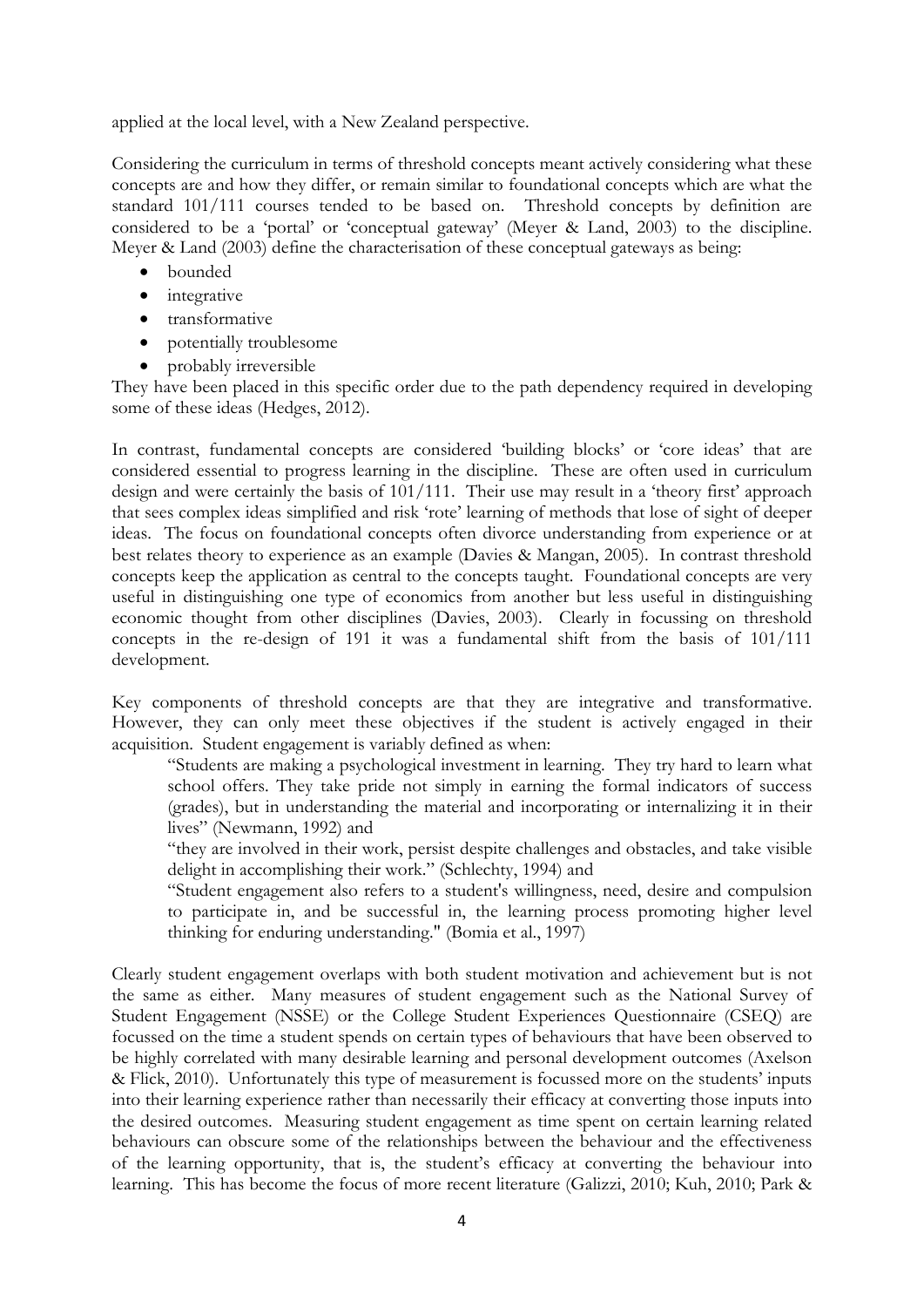applied at the local level, with a New Zealand perspective.

Considering the curriculum in terms of threshold concepts meant actively considering what these concepts are and how they differ, or remain similar to foundational concepts which are what the standard 101/111 courses tended to be based on. Threshold concepts by definition are considered to be a 'portal' or 'conceptual gateway' (Meyer & Land, 2003) to the discipline. Meyer & Land (2003) define the characterisation of these conceptual gateways as being:

- bounded
- integrative
- transformative
- potentially troublesome
- probably irreversible

They have been placed in this specific order due to the path dependency required in developing some of these ideas (Hedges, 2012).

In contrast, fundamental concepts are considered 'building blocks' or 'core ideas' that are considered essential to progress learning in the discipline. These are often used in curriculum design and were certainly the basis of 101/111. Their use may result in a 'theory first' approach that sees complex ideas simplified and risk 'rote' learning of methods that lose of sight of deeper ideas. The focus on foundational concepts often divorce understanding from experience or at best relates theory to experience as an example (Davies & Mangan, 2005). In contrast threshold concepts keep the application as central to the concepts taught. Foundational concepts are very useful in distinguishing one type of economics from another but less useful in distinguishing economic thought from other disciplines (Davies, 2003). Clearly in focussing on threshold concepts in the re-design of 191 it was a fundamental shift from the basis of 101/111 development.

Key components of threshold concepts are that they are integrative and transformative. However, they can only meet these objectives if the student is actively engaged in their acquisition. Student engagement is variably defined as when:

> "Students are making a psychological investment in learning. They try hard to learn what school offers. They take pride not simply in earning the formal indicators of success (grades), but in understanding the material and incorporating or internalizing it in their lives" (Newmann, 1992) and
>
> "they are involved in their work, persist despite challenges and obstacles, and take visible delight in accomplishing their work." (Schlechty, 1994) and
>
> "Student engagement also refers to a student's willingness, need, desire and compulsion to participate in, and be successful in, the learning process promoting higher level thinking for enduring understanding." (Bomia et al., 1997)

Clearly student engagement overlaps with both student motivation and achievement but is not the same as either. Many measures of student engagement such as the National Survey of Student Engagement (NSSE) or the College Student Experiences Questionnaire (CSEQ) are focussed on the time a student spends on certain types of behaviours that have been observed to be highly correlated with many desirable learning and personal development outcomes (Axelson & Flick, 2010). Unfortunately this type of measurement is focussed more on the students' inputs into their learning experience rather than necessarily their efficacy at converting those inputs into the desired outcomes. Measuring student engagement as time spent on certain learning related behaviours can obscure some of the relationships between the behaviour and the effectiveness of the learning opportunity, that is, the student's efficacy at converting the behaviour into learning. This has become the focus of more recent literature (Galizzi, 2010; Kuh, 2010; Park &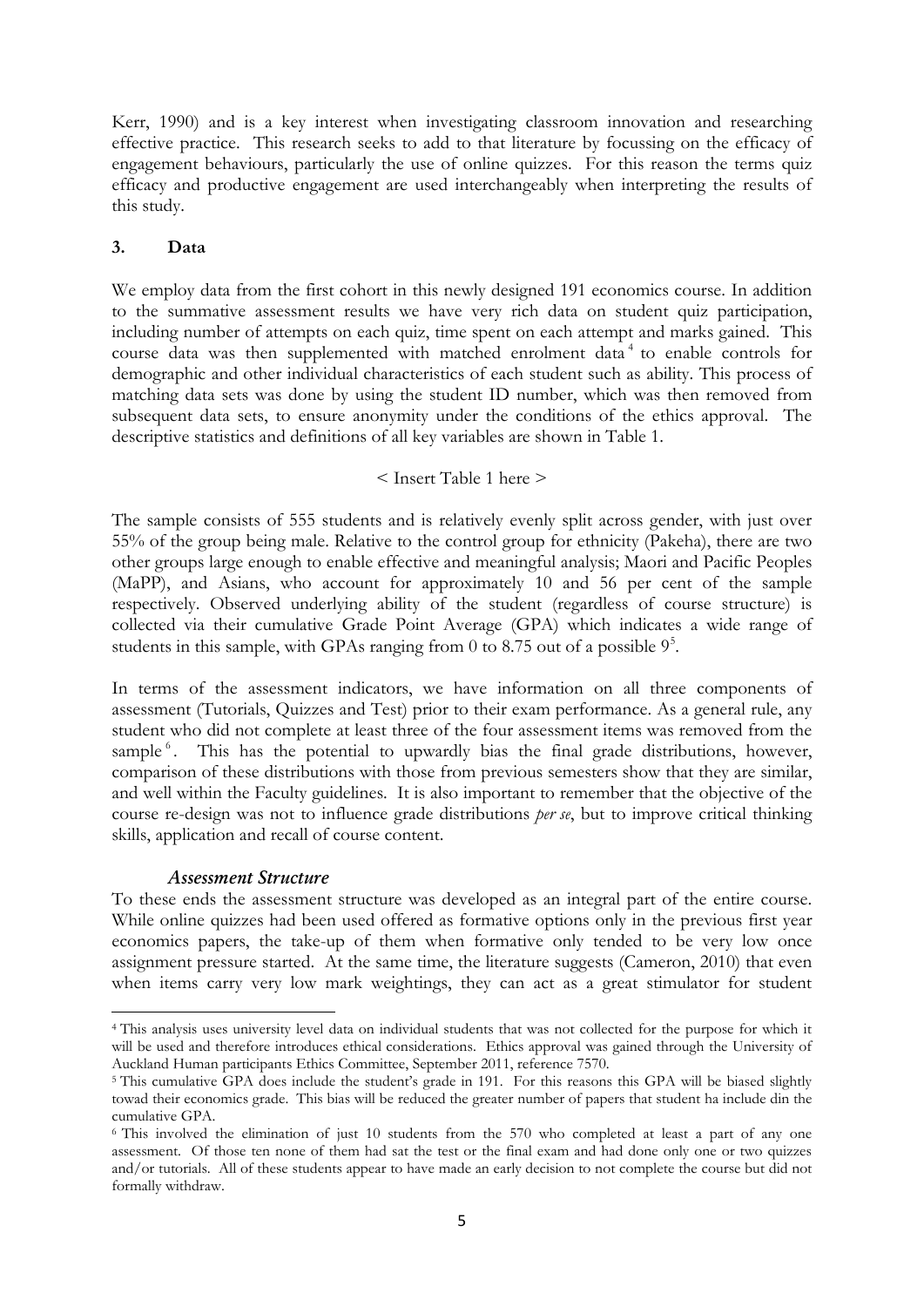Kerr, 1990) and is a key interest when investigating classroom innovation and researching effective practice. This research seeks to add to that literature by focussing on the efficacy of engagement behaviours, particularly the use of online quizzes. For this reason the terms quiz efficacy and productive engagement are used interchangeably when interpreting the results of this study.

## 3. Data

We employ data from the first cohort in this newly designed 191 economics course. In addition to the summative assessment results we have very rich data on student quiz participation, including number of attempts on each quiz, time spent on each attempt and marks gained. This course data was then supplemented with matched enrolment data[4] to enable controls for demographic and other individual characteristics of each student such as ability. This process of matching data sets was done by using the student ID number, which was then removed from subsequent data sets, to ensure anonymity under the conditions of the ethics approval. The descriptive statistics and definitions of all key variables are shown in Table 1.

< Insert Table 1 here >

The sample consists of 555 students and is relatively evenly split across gender, with just over 55% of the group being male. Relative to the control group for ethnicity (Pakeha), there are two other groups large enough to enable effective and meaningful analysis; Maori and Pacific Peoples (MaPP), and Asians, who account for approximately 10 and 56 per cent of the sample respectively. Observed underlying ability of the student (regardless of course structure) is collected via their cumulative Grade Point Average (GPA) which indicates a wide range of students in this sample, with GPAs ranging from 0 to 8.75 out of a possible 9[5].

In terms of the assessment indicators, we have information on all three components of assessment (Tutorials, Quizzes and Test) prior to their exam performance. As a general rule, any student who did not complete at least three of the four assessment items was removed from the sample[6]. This has the potential to upwardly bias the final grade distributions, however, comparison of these distributions with those from previous semesters show that they are similar, and well within the Faculty guidelines. It is also important to remember that the objective of the course re-design was not to influence grade distributions *per se*, but to improve critical thinking skills, application and recall of course content.

### *Assessment Structure*

To these ends the assessment structure was developed as an integral part of the entire course. While online quizzes had been used offered as formative options only in the previous first year economics papers, the take-up of them when formative only tended to be very low once assignment pressure started. At the same time, the literature suggests (Cameron, 2010) that even when items carry very low mark weightings, they can act as a great stimulator for student

---

[4] This analysis uses university level data on individual students that was not collected for the purpose for which it will be used and therefore introduces ethical considerations. Ethics approval was gained through the University of Auckland Human participants Ethics Committee, September 2011, reference 7570.

[5] This cumulative GPA does include the student's grade in 191. For this reasons this GPA will be biased slightly towad their economics grade. This bias will be reduced the greater number of papers that student ha include din the cumulative GPA.

[6] This involved the elimination of just 10 students from the 570 who completed at least a part of any one assessment. Of those ten none of them had sat the test or the final exam and had done only one or two quizzes and/or tutorials. All of these students appear to have made an early decision to not complete the course but did not formally withdraw.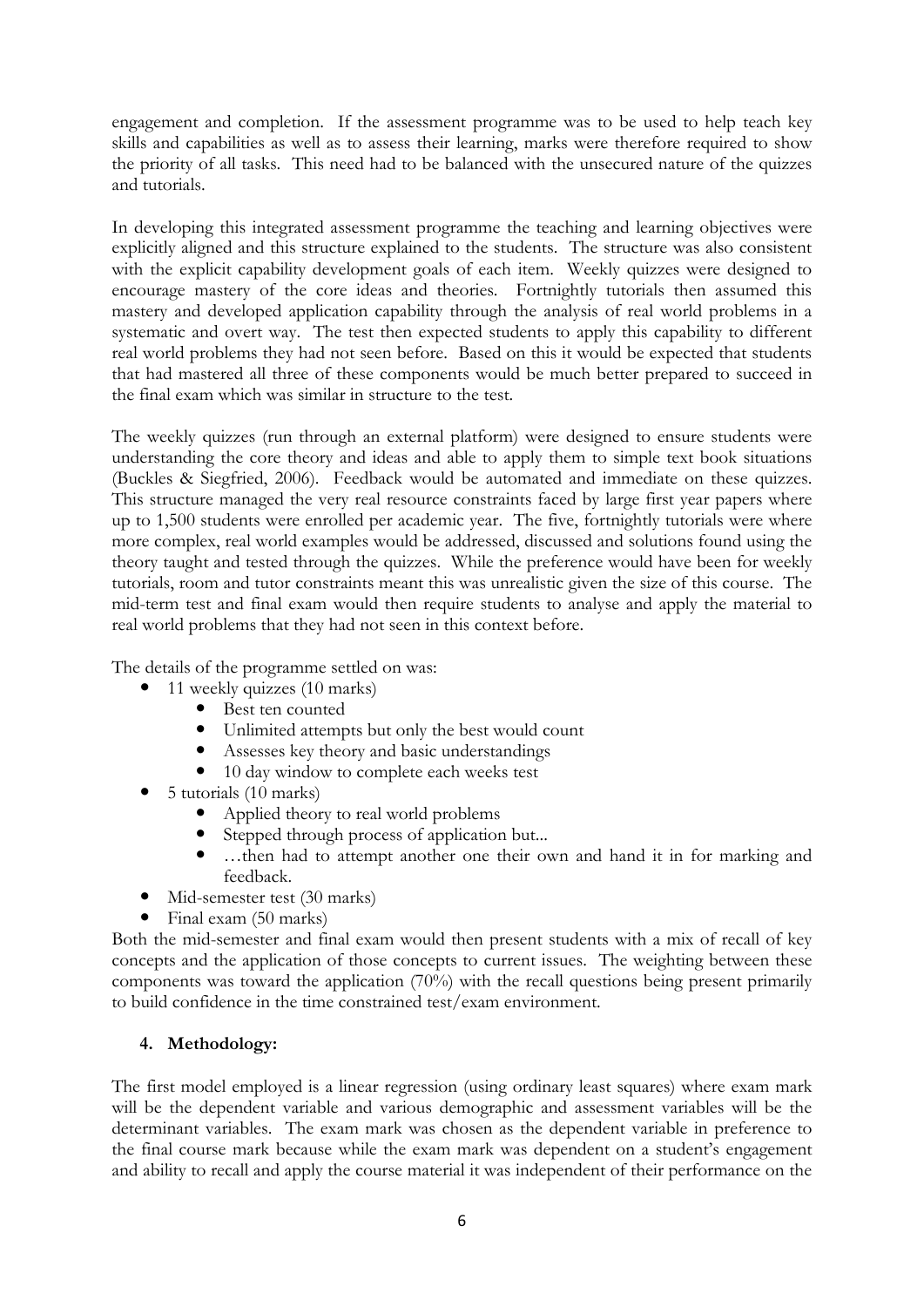engagement and completion. If the assessment programme was to be used to help teach key skills and capabilities as well as to assess their learning, marks were therefore required to show the priority of all tasks. This need had to be balanced with the unsecured nature of the quizzes and tutorials.

In developing this integrated assessment programme the teaching and learning objectives were explicitly aligned and this structure explained to the students. The structure was also consistent with the explicit capability development goals of each item. Weekly quizzes were designed to encourage mastery of the core ideas and theories. Fortnightly tutorials then assumed this mastery and developed application capability through the analysis of real world problems in a systematic and overt way. The test then expected students to apply this capability to different real world problems they had not seen before. Based on this it would be expected that students that had mastered all three of these components would be much better prepared to succeed in the final exam which was similar in structure to the test.

The weekly quizzes (run through an external platform) were designed to ensure students were understanding the core theory and ideas and able to apply them to simple text book situations (Buckles & Siegfried, 2006). Feedback would be automated and immediate on these quizzes. This structure managed the very real resource constraints faced by large first year papers where up to 1,500 students were enrolled per academic year. The five, fortnightly tutorials were where more complex, real world examples would be addressed, discussed and solutions found using the theory taught and tested through the quizzes. While the preference would have been for weekly tutorials, room and tutor constraints meant this was unrealistic given the size of this course. The mid-term test and final exam would then require students to analyse and apply the material to real world problems that they had not seen in this context before.

The details of the programme settled on was:

- 11 weekly quizzes (10 marks)
    - Best ten counted
    - Unlimited attempts but only the best would count
    - Assesses key theory and basic understandings
    - 10 day window to complete each weeks test
- 5 tutorials (10 marks)
    - Applied theory to real world problems
    - Stepped through process of application but...
    - …then had to attempt another one their own and hand it in for marking and feedback.
- Mid-semester test (30 marks)
- Final exam (50 marks)

Both the mid-semester and final exam would then present students with a mix of recall of key concepts and the application of those concepts to current issues. The weighting between these components was toward the application (70%) with the recall questions being present primarily to build confidence in the time constrained test/exam environment.

#### 4. Methodology:

The first model employed is a linear regression (using ordinary least squares) where exam mark will be the dependent variable and various demographic and assessment variables will be the determinant variables. The exam mark was chosen as the dependent variable in preference to the final course mark because while the exam mark was dependent on a student's engagement and ability to recall and apply the course material it was independent of their performance on the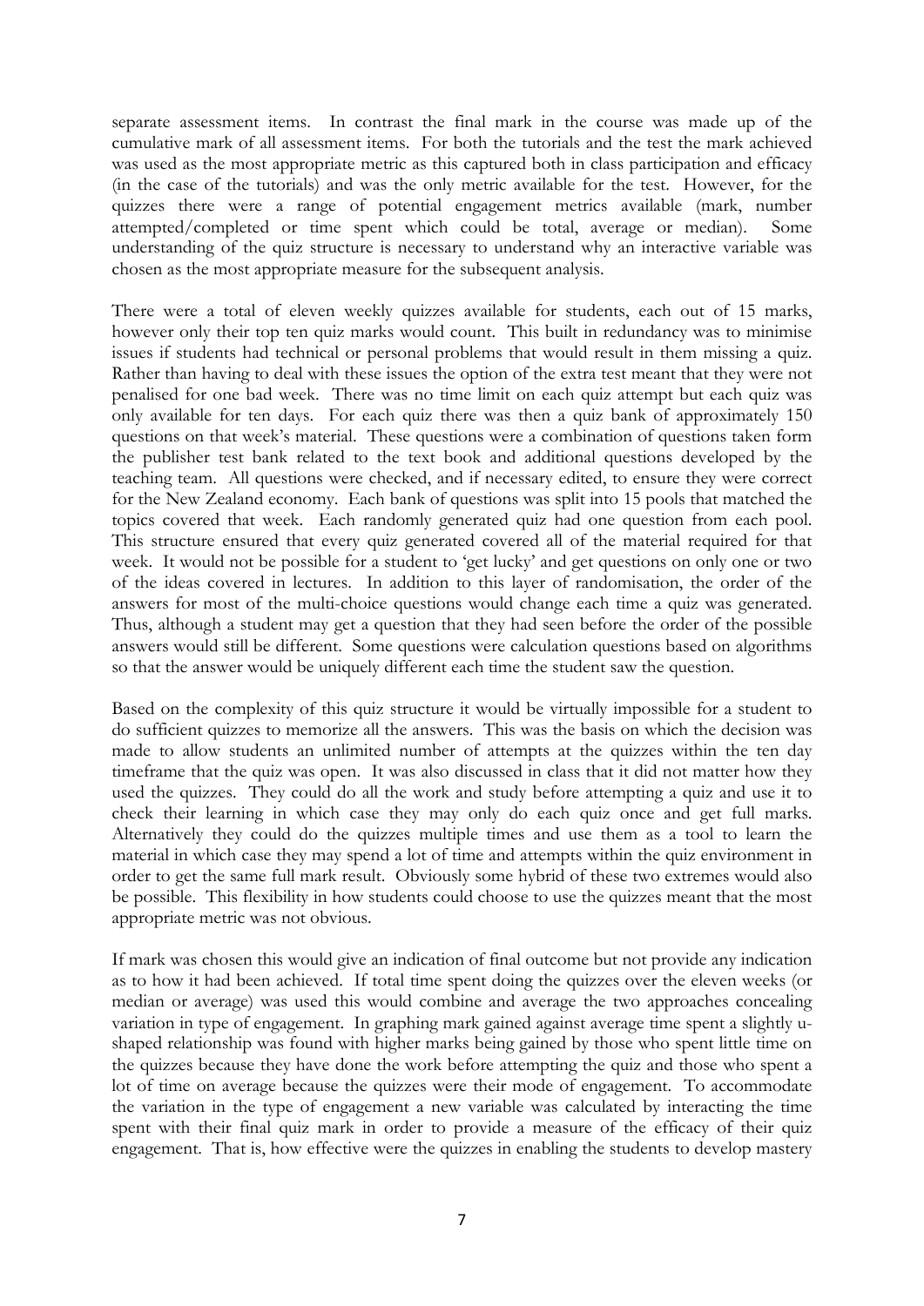separate assessment items. In contrast the final mark in the course was made up of the cumulative mark of all assessment items. For both the tutorials and the test the mark achieved was used as the most appropriate metric as this captured both in class participation and efficacy (in the case of the tutorials) and was the only metric available for the test. However, for the quizzes there were a range of potential engagement metrics available (mark, number attempted/completed or time spent which could be total, average or median). Some understanding of the quiz structure is necessary to understand why an interactive variable was chosen as the most appropriate measure for the subsequent analysis.

There were a total of eleven weekly quizzes available for students, each out of 15 marks, however only their top ten quiz marks would count. This built in redundancy was to minimise issues if students had technical or personal problems that would result in them missing a quiz. Rather than having to deal with these issues the option of the extra test meant that they were not penalised for one bad week. There was no time limit on each quiz attempt but each quiz was only available for ten days. For each quiz there was then a quiz bank of approximately 150 questions on that week's material. These questions were a combination of questions taken form the publisher test bank related to the text book and additional questions developed by the teaching team. All questions were checked, and if necessary edited, to ensure they were correct for the New Zealand economy. Each bank of questions was split into 15 pools that matched the topics covered that week. Each randomly generated quiz had one question from each pool. This structure ensured that every quiz generated covered all of the material required for that week. It would not be possible for a student to 'get lucky' and get questions on only one or two of the ideas covered in lectures. In addition to this layer of randomisation, the order of the answers for most of the multi-choice questions would change each time a quiz was generated. Thus, although a student may get a question that they had seen before the order of the possible answers would still be different. Some questions were calculation questions based on algorithms so that the answer would be uniquely different each time the student saw the question.

Based on the complexity of this quiz structure it would be virtually impossible for a student to do sufficient quizzes to memorize all the answers. This was the basis on which the decision was made to allow students an unlimited number of attempts at the quizzes within the ten day timeframe that the quiz was open. It was also discussed in class that it did not matter how they used the quizzes. They could do all the work and study before attempting a quiz and use it to check their learning in which case they may only do each quiz once and get full marks. Alternatively they could do the quizzes multiple times and use them as a tool to learn the material in which case they may spend a lot of time and attempts within the quiz environment in order to get the same full mark result. Obviously some hybrid of these two extremes would also be possible. This flexibility in how students could choose to use the quizzes meant that the most appropriate metric was not obvious.

If mark was chosen this would give an indication of final outcome but not provide any indication as to how it had been achieved. If total time spent doing the quizzes over the eleven weeks (or median or average) was used this would combine and average the two approaches concealing variation in type of engagement. In graphing mark gained against average time spent a slightly u-shaped relationship was found with higher marks being gained by those who spent little time on the quizzes because they have done the work before attempting the quiz and those who spent a lot of time on average because the quizzes were their mode of engagement. To accommodate the variation in the type of engagement a new variable was calculated by interacting the time spent with their final quiz mark in order to provide a measure of the efficacy of their quiz engagement. That is, how effective were the quizzes in enabling the students to develop mastery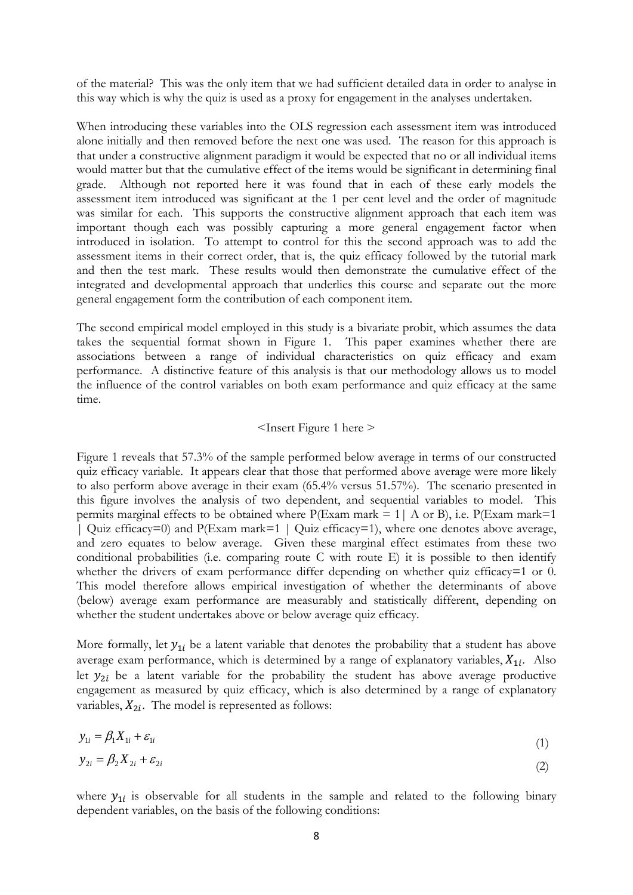of the material? This was the only item that we had sufficient detailed data in order to analyse in this way which is why the quiz is used as a proxy for engagement in the analyses undertaken.

When introducing these variables into the OLS regression each assessment item was introduced alone initially and then removed before the next one was used. The reason for this approach is that under a constructive alignment paradigm it would be expected that no or all individual items would matter but that the cumulative effect of the items would be significant in determining final grade. Although not reported here it was found that in each of these early models the assessment item introduced was significant at the 1 per cent level and the order of magnitude was similar for each. This supports the constructive alignment approach that each item was important though each was possibly capturing a more general engagement factor when introduced in isolation. To attempt to control for this the second approach was to add the assessment items in their correct order, that is, the quiz efficacy followed by the tutorial mark and then the test mark. These results would then demonstrate the cumulative effect of the integrated and developmental approach that underlies this course and separate out the more general engagement form the contribution of each component item.

The second empirical model employed in this study is a bivariate probit, which assumes the data takes the sequential format shown in Figure 1. This paper examines whether there are associations between a range of individual characteristics on quiz efficacy and exam performance. A distinctive feature of this analysis is that our methodology allows us to model the influence of the control variables on both exam performance and quiz efficacy at the same time.

<Insert Figure 1 here >

Figure 1 reveals that 57.3% of the sample performed below average in terms of our constructed quiz efficacy variable. It appears clear that those that performed above average were more likely to also perform above average in their exam (65.4% versus 51.57%). The scenario presented in this figure involves the analysis of two dependent, and sequential variables to model. This permits marginal effects to be obtained where P(Exam mark = 1| A or B), i.e. P(Exam mark=1 | Quiz efficacy=0) and P(Exam mark=1 | Quiz efficacy=1), where one denotes above average, and zero equates to below average. Given these marginal effect estimates from these two conditional probabilities (i.e. comparing route C with route E) it is possible to then identify whether the drivers of exam performance differ depending on whether quiz efficacy=1 or 0. This model therefore allows empirical investigation of whether the determinants of above (below) average exam performance are measurably and statistically different, depending on whether the student undertakes above or below average quiz efficacy.

More formally, let $y_{1i}$ be a latent variable that denotes the probability that a student has above average exam performance, which is determined by a range of explanatory variables, $X_{1i}$. Also let $y_{2i}$ be a latent variable for the probability the student has above average productive engagement as measured by quiz efficacy, which is also determined by a range of explanatory variables, $X_{2i}$. The model is represented as follows:

$$y_{1i} = \beta_1 X_{1i} + \varepsilon_{1i} \tag{1}$$

$$y_{2i} = \beta_2 X_{2i} + \varepsilon_{2i} \tag{2}$$

where $y_{1i}$ is observable for all students in the sample and related to the following binary dependent variables, on the basis of the following conditions: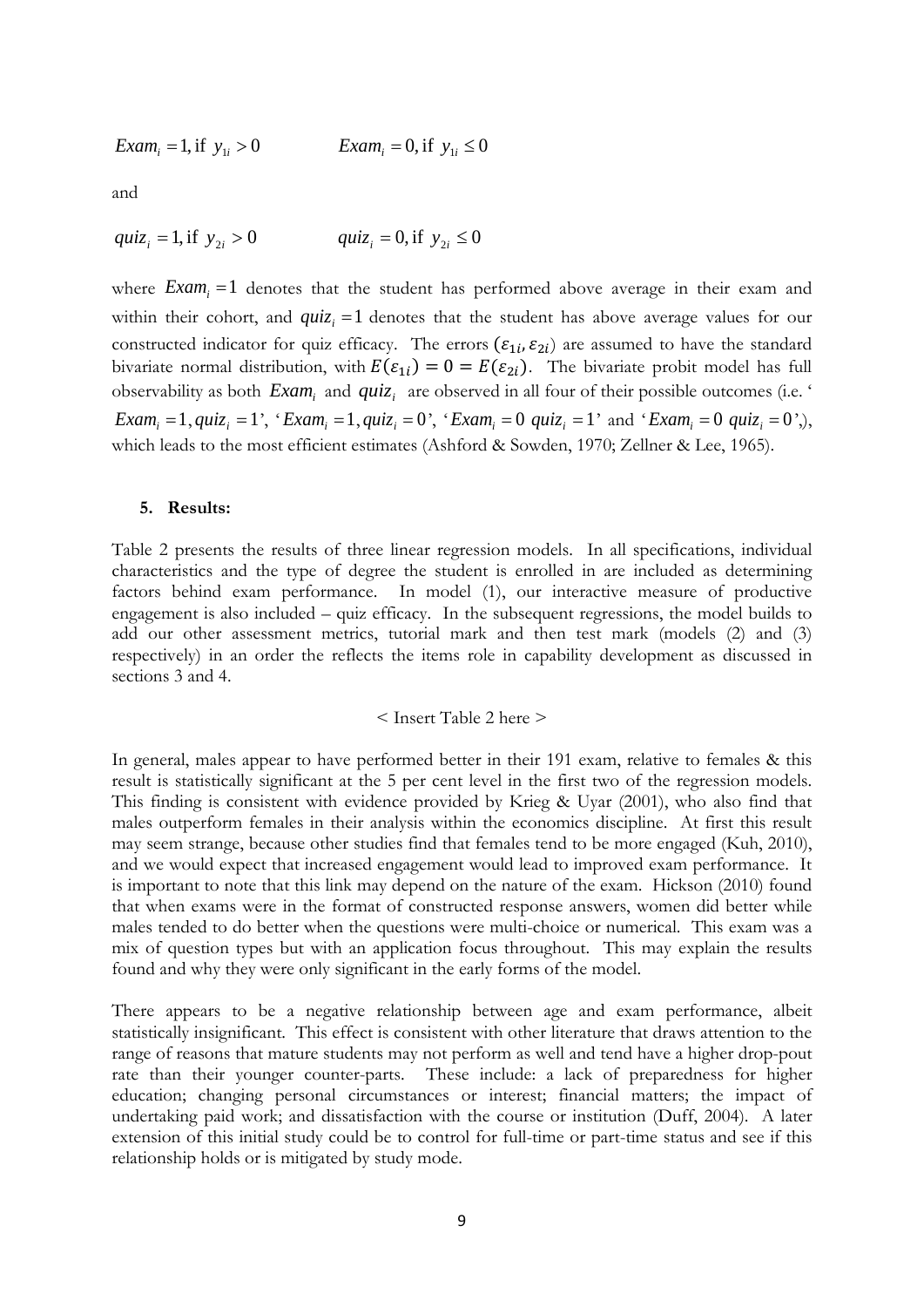$$Exam_i = 1, \text{if } y_{1i} > 0 \qquad Exam_i = 0, \text{if } y_{1i} \leq 0$$

and

$$quiz_i = 1, \text{if } y_{2i} > 0 \qquad quiz_i = 0, \text{if } y_{2i} \leq 0$$

where $Exam_i = 1$ denotes that the student has performed above average in their exam and within their cohort, and $quiz_i = 1$ denotes that the student has above average values for our constructed indicator for quiz efficacy. The errors $(\varepsilon_{1i}, \varepsilon_{2i})$ are assumed to have the standard bivariate normal distribution, with $E(\varepsilon_{1i}) = 0 = E(\varepsilon_{2i})$. The bivariate probit model has full observability as both $Exam_i$ and $quiz_i$ are observed in all four of their possible outcomes (i.e. '$Exam_i = 1, quiz_i = 1$', '$Exam_i = 1, quiz_i = 0$', '$Exam_i = 0$ $quiz_i = 1$' and '$Exam_i = 0$ $quiz_i = 0$',), which leads to the most efficient estimates (Ashford & Sowden, 1970; Zellner & Lee, 1965).

## 5. Results:

Table 2 presents the results of three linear regression models. In all specifications, individual characteristics and the type of degree the student is enrolled in are included as determining factors behind exam performance. In model (1), our interactive measure of productive engagement is also included – quiz efficacy. In the subsequent regressions, the model builds to add our other assessment metrics, tutorial mark and then test mark (models (2) and (3) respectively) in an order the reflects the items role in capability development as discussed in sections 3 and 4.

< Insert Table 2 here >

In general, males appear to have performed better in their 191 exam, relative to females & this result is statistically significant at the 5 per cent level in the first two of the regression models. This finding is consistent with evidence provided by Krieg & Uyar (2001), who also find that males outperform females in their analysis within the economics discipline. At first this result may seem strange, because other studies find that females tend to be more engaged (Kuh, 2010), and we would expect that increased engagement would lead to improved exam performance. It is important to note that this link may depend on the nature of the exam. Hickson (2010) found that when exams were in the format of constructed response answers, women did better while males tended to do better when the questions were multi-choice or numerical. This exam was a mix of question types but with an application focus throughout. This may explain the results found and why they were only significant in the early forms of the model.

There appears to be a negative relationship between age and exam performance, albeit statistically insignificant. This effect is consistent with other literature that draws attention to the range of reasons that mature students may not perform as well and tend have a higher drop-pout rate than their younger counter-parts. These include: a lack of preparedness for higher education; changing personal circumstances or interest; financial matters; the impact of undertaking paid work; and dissatisfaction with the course or institution (Duff, 2004). A later extension of this initial study could be to control for full-time or part-time status and see if this relationship holds or is mitigated by study mode.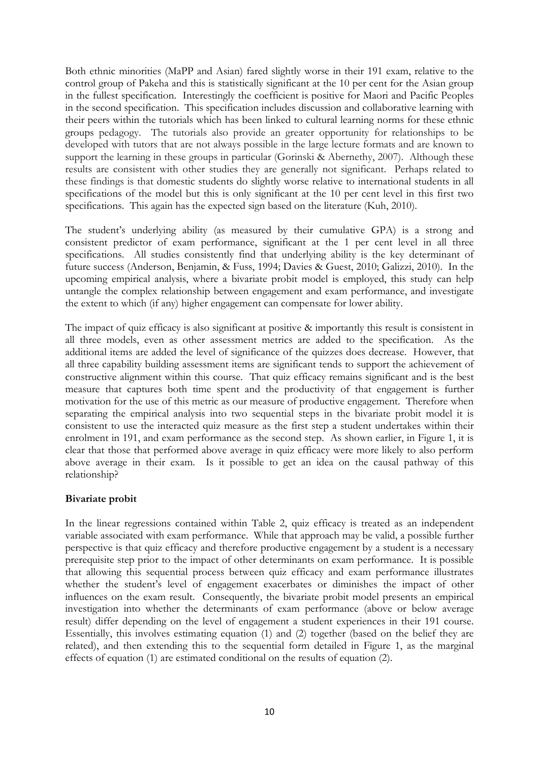Both ethnic minorities (MaPP and Asian) fared slightly worse in their 191 exam, relative to the control group of Pakeha and this is statistically significant at the 10 per cent for the Asian group in the fullest specification. Interestingly the coefficient is positive for Maori and Pacific Peoples in the second specification. This specification includes discussion and collaborative learning with their peers within the tutorials which has been linked to cultural learning norms for these ethnic groups pedagogy. The tutorials also provide an greater opportunity for relationships to be developed with tutors that are not always possible in the large lecture formats and are known to support the learning in these groups in particular (Gorinski & Abernethy, 2007). Although these results are consistent with other studies they are generally not significant. Perhaps related to these findings is that domestic students do slightly worse relative to international students in all specifications of the model but this is only significant at the 10 per cent level in this first two specifications. This again has the expected sign based on the literature (Kuh, 2010).

The student's underlying ability (as measured by their cumulative GPA) is a strong and consistent predictor of exam performance, significant at the 1 per cent level in all three specifications. All studies consistently find that underlying ability is the key determinant of future success (Anderson, Benjamin, & Fuss, 1994; Davies & Guest, 2010; Galizzi, 2010). In the upcoming empirical analysis, where a bivariate probit model is employed, this study can help untangle the complex relationship between engagement and exam performance, and investigate the extent to which (if any) higher engagement can compensate for lower ability.

The impact of quiz efficacy is also significant at positive & importantly this result is consistent in all three models, even as other assessment metrics are added to the specification. As the additional items are added the level of significance of the quizzes does decrease. However, that all three capability building assessment items are significant tends to support the achievement of constructive alignment within this course. That quiz efficacy remains significant and is the best measure that captures both time spent and the productivity of that engagement is further motivation for the use of this metric as our measure of productive engagement. Therefore when separating the empirical analysis into two sequential steps in the bivariate probit model it is consistent to use the interacted quiz measure as the first step a student undertakes within their enrolment in 191, and exam performance as the second step. As shown earlier, in Figure 1, it is clear that those that performed above average in quiz efficacy were more likely to also perform above average in their exam. Is it possible to get an idea on the causal pathway of this relationship?

**Bivariate probit**

In the linear regressions contained within Table 2, quiz efficacy is treated as an independent variable associated with exam performance. While that approach may be valid, a possible further perspective is that quiz efficacy and therefore productive engagement by a student is a necessary prerequisite step prior to the impact of other determinants on exam performance. It is possible that allowing this sequential process between quiz efficacy and exam performance illustrates whether the student's level of engagement exacerbates or diminishes the impact of other influences on the exam result. Consequently, the bivariate probit model presents an empirical investigation into whether the determinants of exam performance (above or below average result) differ depending on the level of engagement a student experiences in their 191 course. Essentially, this involves estimating equation (1) and (2) together (based on the belief they are related), and then extending this to the sequential form detailed in Figure 1, as the marginal effects of equation (1) are estimated conditional on the results of equation (2).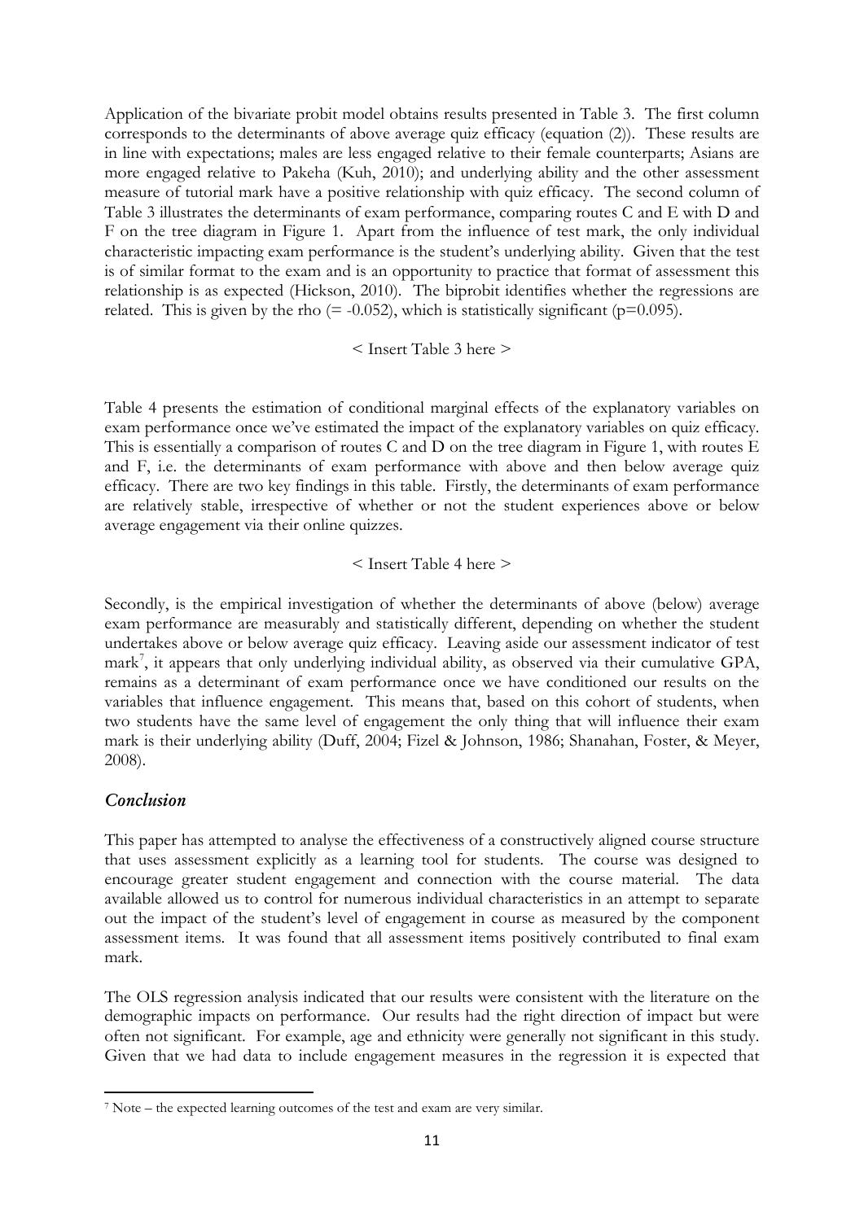Application of the bivariate probit model obtains results presented in Table 3. The first column corresponds to the determinants of above average quiz efficacy (equation (2)). These results are in line with expectations; males are less engaged relative to their female counterparts; Asians are more engaged relative to Pakeha (Kuh, 2010); and underlying ability and the other assessment measure of tutorial mark have a positive relationship with quiz efficacy. The second column of Table 3 illustrates the determinants of exam performance, comparing routes C and E with D and F on the tree diagram in Figure 1. Apart from the influence of test mark, the only individual characteristic impacting exam performance is the student's underlying ability. Given that the test is of similar format to the exam and is an opportunity to practice that format of assessment this relationship is as expected (Hickson, 2010). The biprobit identifies whether the regressions are related. This is given by the rho (= -0.052), which is statistically significant (p=0.095).

< Insert Table 3 here >

Table 4 presents the estimation of conditional marginal effects of the explanatory variables on exam performance once we've estimated the impact of the explanatory variables on quiz efficacy. This is essentially a comparison of routes C and D on the tree diagram in Figure 1, with routes E and F, i.e. the determinants of exam performance with above and then below average quiz efficacy. There are two key findings in this table. Firstly, the determinants of exam performance are relatively stable, irrespective of whether or not the student experiences above or below average engagement via their online quizzes.

< Insert Table 4 here >

Secondly, is the empirical investigation of whether the determinants of above (below) average exam performance are measurably and statistically different, depending on whether the student undertakes above or below average quiz efficacy. Leaving aside our assessment indicator of test mark[7], it appears that only underlying individual ability, as observed via their cumulative GPA, remains as a determinant of exam performance once we have conditioned our results on the variables that influence engagement. This means that, based on this cohort of students, when two students have the same level of engagement the only thing that will influence their exam mark is their underlying ability (Duff, 2004; Fizel & Johnson, 1986; Shanahan, Foster, & Meyer, 2008).

## *Conclusion*

This paper has attempted to analyse the effectiveness of a constructively aligned course structure that uses assessment explicitly as a learning tool for students. The course was designed to encourage greater student engagement and connection with the course material. The data available allowed us to control for numerous individual characteristics in an attempt to separate out the impact of the student's level of engagement in course as measured by the component assessment items. It was found that all assessment items positively contributed to final exam mark.

The OLS regression analysis indicated that our results were consistent with the literature on the demographic impacts on performance. Our results had the right direction of impact but were often not significant. For example, age and ethnicity were generally not significant in this study. Given that we had data to include engagement measures in the regression it is expected that

[7] Note – the expected learning outcomes of the test and exam are very similar.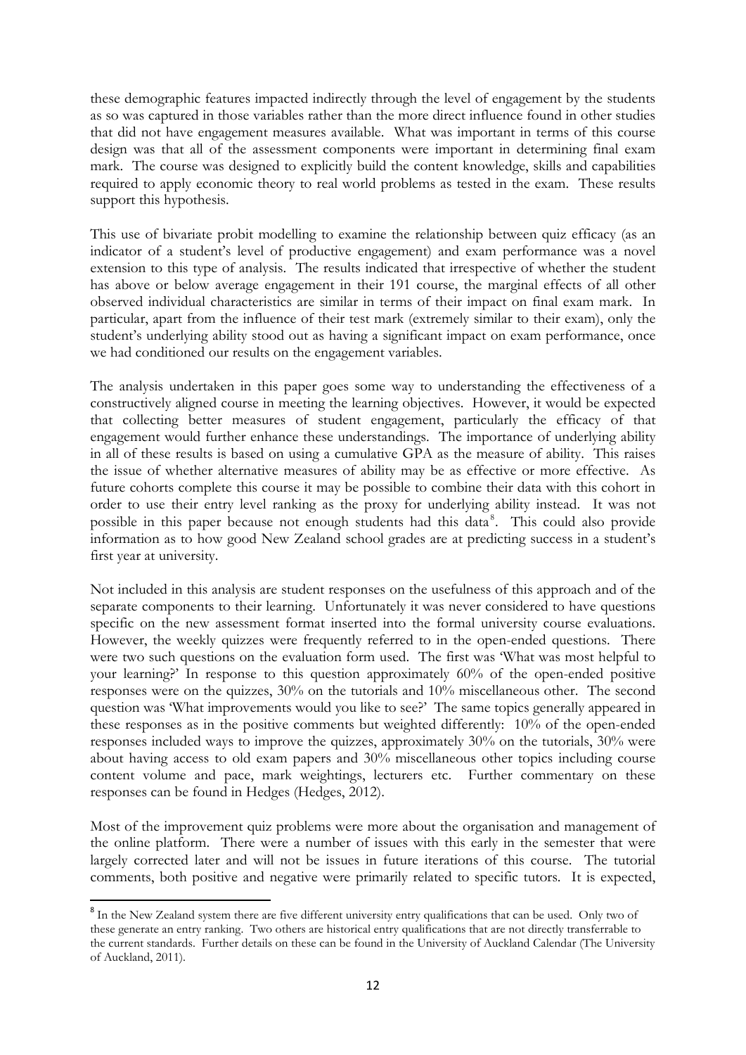these demographic features impacted indirectly through the level of engagement by the students as so was captured in those variables rather than the more direct influence found in other studies that did not have engagement measures available. What was important in terms of this course design was that all of the assessment components were important in determining final exam mark. The course was designed to explicitly build the content knowledge, skills and capabilities required to apply economic theory to real world problems as tested in the exam. These results support this hypothesis.

This use of bivariate probit modelling to examine the relationship between quiz efficacy (as an indicator of a student's level of productive engagement) and exam performance was a novel extension to this type of analysis. The results indicated that irrespective of whether the student has above or below average engagement in their 191 course, the marginal effects of all other observed individual characteristics are similar in terms of their impact on final exam mark. In particular, apart from the influence of their test mark (extremely similar to their exam), only the student's underlying ability stood out as having a significant impact on exam performance, once we had conditioned our results on the engagement variables.

The analysis undertaken in this paper goes some way to understanding the effectiveness of a constructively aligned course in meeting the learning objectives. However, it would be expected that collecting better measures of student engagement, particularly the efficacy of that engagement would further enhance these understandings. The importance of underlying ability in all of these results is based on using a cumulative GPA as the measure of ability. This raises the issue of whether alternative measures of ability may be as effective or more effective. As future cohorts complete this course it may be possible to combine their data with this cohort in order to use their entry level ranking as the proxy for underlying ability instead. It was not possible in this paper because not enough students had this data[8]. This could also provide information as to how good New Zealand school grades are at predicting success in a student's first year at university.

Not included in this analysis are student responses on the usefulness of this approach and of the separate components to their learning. Unfortunately it was never considered to have questions specific on the new assessment format inserted into the formal university course evaluations. However, the weekly quizzes were frequently referred to in the open-ended questions. There were two such questions on the evaluation form used. The first was 'What was most helpful to your learning?' In response to this question approximately 60% of the open-ended positive responses were on the quizzes, 30% on the tutorials and 10% miscellaneous other. The second question was 'What improvements would you like to see?' The same topics generally appeared in these responses as in the positive comments but weighted differently: 10% of the open-ended responses included ways to improve the quizzes, approximately 30% on the tutorials, 30% were about having access to old exam papers and 30% miscellaneous other topics including course content volume and pace, mark weightings, lecturers etc. Further commentary on these responses can be found in Hedges (Hedges, 2012).

Most of the improvement quiz problems were more about the organisation and management of the online platform. There were a number of issues with this early in the semester that were largely corrected later and will not be issues in future iterations of this course. The tutorial comments, both positive and negative were primarily related to specific tutors. It is expected,

[8] In the New Zealand system there are five different university entry qualifications that can be used. Only two of these generate an entry ranking. Two others are historical entry qualifications that are not directly transferrable to the current standards. Further details on these can be found in the University of Auckland Calendar (The University of Auckland, 2011).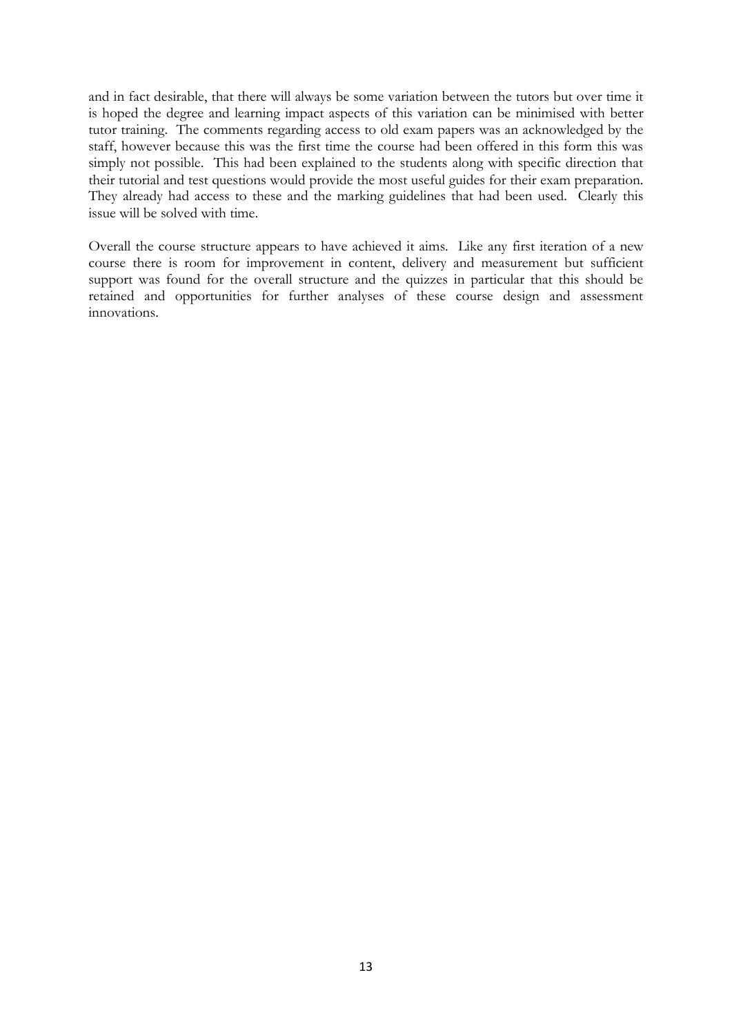and in fact desirable, that there will always be some variation between the tutors but over time it is hoped the degree and learning impact aspects of this variation can be minimised with better tutor training. The comments regarding access to old exam papers was an acknowledged by the staff, however because this was the first time the course had been offered in this form this was simply not possible. This had been explained to the students along with specific direction that their tutorial and test questions would provide the most useful guides for their exam preparation. They already had access to these and the marking guidelines that had been used. Clearly this issue will be solved with time.

Overall the course structure appears to have achieved it aims. Like any first iteration of a new course there is room for improvement in content, delivery and measurement but sufficient support was found for the overall structure and the quizzes in particular that this should be retained and opportunities for further analyses of these course design and assessment innovations.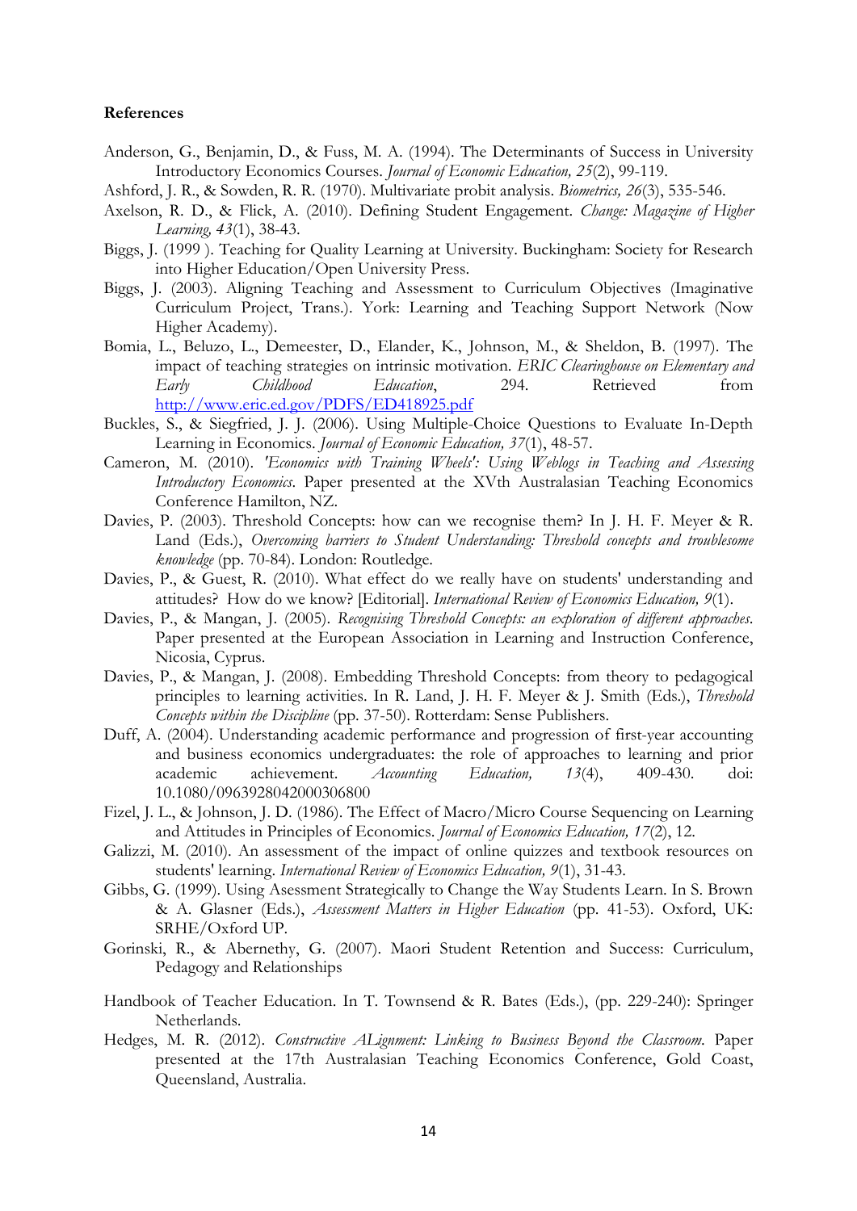**References**

Anderson, G., Benjamin, D., & Fuss, M. A. (1994). The Determinants of Success in University Introductory Economics Courses. *Journal of Economic Education, 25*(2), 99-119.

Ashford, J. R., & Sowden, R. R. (1970). Multivariate probit analysis. *Biometrics, 26*(3), 535-546.

Axelson, R. D., & Flick, A. (2010). Defining Student Engagement. *Change: Magazine of Higher Learning, 43*(1), 38-43.

Biggs, J. (1999 ). Teaching for Quality Learning at University. Buckingham: Society for Research into Higher Education/Open University Press.

Biggs, J. (2003). Aligning Teaching and Assessment to Curriculum Objectives (Imaginative Curriculum Project, Trans.). York: Learning and Teaching Support Network (Now Higher Academy).

Bomia, L., Beluzo, L., Demeester, D., Elander, K., Johnson, M., & Sheldon, B. (1997). The impact of teaching strategies on intrinsic motivation. *ERIC Clearinghouse on Elementary and Early Childhood Education*, 294. Retrieved from http://www.eric.ed.gov/PDFS/ED418925.pdf

Buckles, S., & Siegfried, J. J. (2006). Using Multiple-Choice Questions to Evaluate In-Depth Learning in Economics. *Journal of Economic Education, 37*(1), 48-57.

Cameron, M. (2010). *'Economics with Training Wheels': Using Weblogs in Teaching and Assessing Introductory Economics.* Paper presented at the XVth Australasian Teaching Economics Conference Hamilton, NZ.

Davies, P. (2003). Threshold Concepts: how can we recognise them? In J. H. F. Meyer & R. Land (Eds.), *Overcoming barriers to Student Understanding: Threshold concepts and troublesome knowledge* (pp. 70-84). London: Routledge.

Davies, P., & Guest, R. (2010). What effect do we really have on students' understanding and attitudes? How do we know? [Editorial]. *International Review of Economics Education, 9*(1).

Davies, P., & Mangan, J. (2005). *Recognising Threshold Concepts: an exploration of different approaches.* Paper presented at the European Association in Learning and Instruction Conference, Nicosia, Cyprus.

Davies, P., & Mangan, J. (2008). Embedding Threshold Concepts: from theory to pedagogical principles to learning activities. In R. Land, J. H. F. Meyer & J. Smith (Eds.), *Threshold Concepts within the Discipline* (pp. 37-50). Rotterdam: Sense Publishers.

Duff, A. (2004). Understanding academic performance and progression of first-year accounting and business economics undergraduates: the role of approaches to learning and prior academic achievement. *Accounting Education, 13*(4), 409-430. doi: 10.1080/0963928042000306800

Fizel, J. L., & Johnson, J. D. (1986). The Effect of Macro/Micro Course Sequencing on Learning and Attitudes in Principles of Economics. *Journal of Economics Education, 17*(2), 12.

Galizzi, M. (2010). An assessment of the impact of online quizzes and textbook resources on students' learning. *International Review of Economics Education, 9*(1), 31-43.

Gibbs, G. (1999). Using Asessment Strategically to Change the Way Students Learn. In S. Brown & A. Glasner (Eds.), *Assessment Matters in Higher Education* (pp. 41-53). Oxford, UK: SRHE/Oxford UP.

Gorinski, R., & Abernethy, G. (2007). Maori Student Retention and Success: Curriculum, Pedagogy and Relationships

Handbook of Teacher Education. In T. Townsend & R. Bates (Eds.), (pp. 229-240): Springer Netherlands.

Hedges, M. R. (2012). *Constructive ALignment: Linking to Business Beyond the Classroom.* Paper presented at the 17th Australasian Teaching Economics Conference, Gold Coast, Queensland, Australia.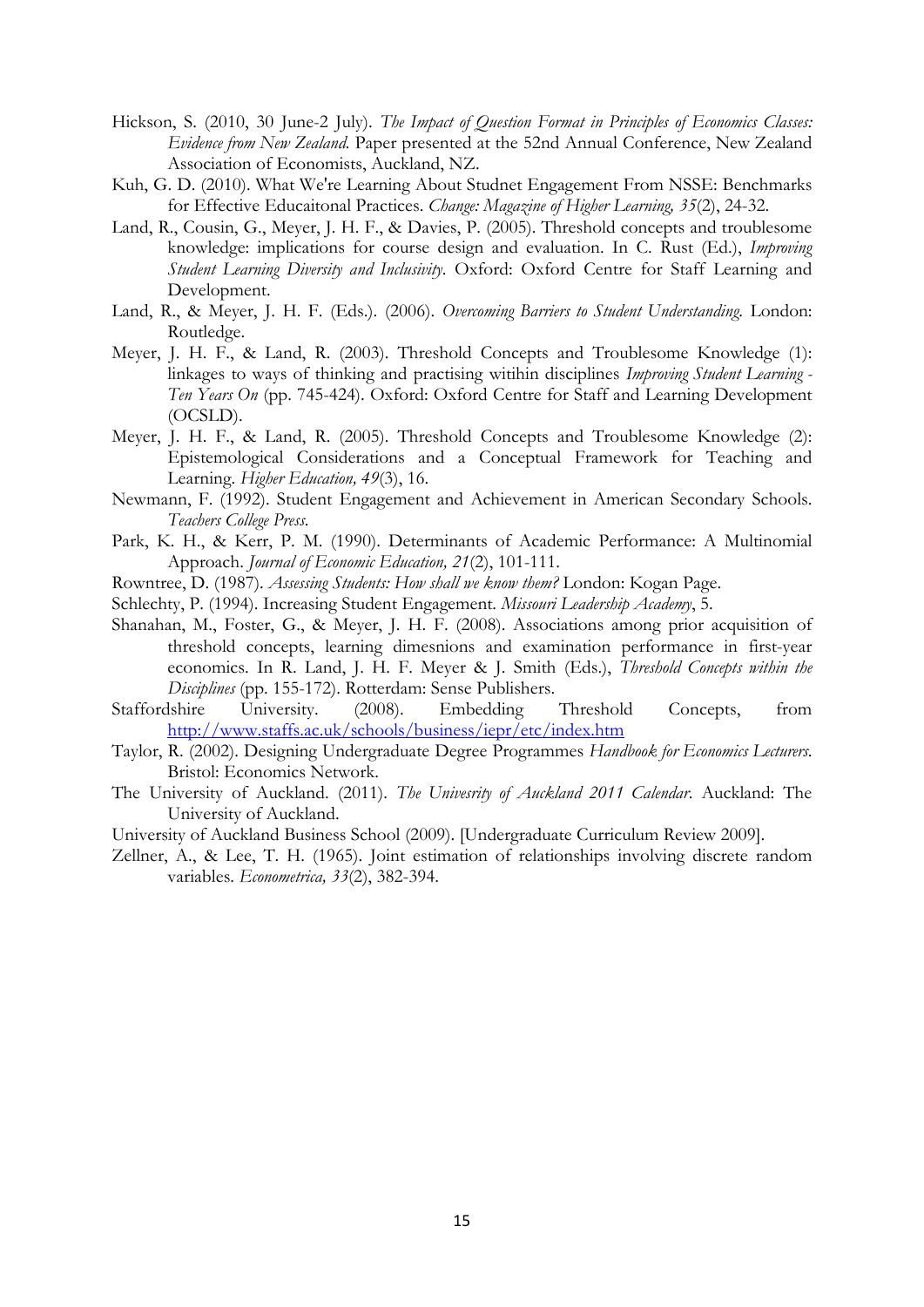Hickson, S. (2010, 30 June-2 July). *The Impact of Question Format in Principles of Economics Classes: Evidence from New Zealand.* Paper presented at the 52nd Annual Conference, New Zealand Association of Economists, Auckland, NZ.

Kuh, G. D. (2010). What We're Learning About Studnet Engagement From NSSE: Benchmarks for Effective Educaitonal Practices. *Change: Magazine of Higher Learning, 35*(2), 24-32.

Land, R., Cousin, G., Meyer, J. H. F., & Davies, P. (2005). Threshold concepts and troublesome knowledge: implications for course design and evaluation. In C. Rust (Ed.), *Improving Student Learning Diversity and Inclusivity*. Oxford: Oxford Centre for Staff Learning and Development.

Land, R., & Meyer, J. H. F. (Eds.). (2006). *Overcoming Barriers to Student Understanding*. London: Routledge.

Meyer, J. H. F., & Land, R. (2003). Threshold Concepts and Troublesome Knowledge (1): linkages to ways of thinking and practising witihin disciplines *Improving Student Learning - Ten Years On* (pp. 745-424). Oxford: Oxford Centre for Staff and Learning Development (OCSLD).

Meyer, J. H. F., & Land, R. (2005). Threshold Concepts and Troublesome Knowledge (2): Epistemological Considerations and a Conceptual Framework for Teaching and Learning. *Higher Education, 49*(3), 16.

Newmann, F. (1992). Student Engagement and Achievement in American Secondary Schools. *Teachers College Press.*

Park, K. H., & Kerr, P. M. (1990). Determinants of Academic Performance: A Multinomial Approach. *Journal of Economic Education, 21*(2), 101-111.

Rowntree, D. (1987). *Assessing Students: How shall we know them?* London: Kogan Page.

Schlechty, P. (1994). Increasing Student Engagement. *Missouri Leadership Academy*, 5.

Shanahan, M., Foster, G., & Meyer, J. H. F. (2008). Associations among prior acquisition of threshold concepts, learning dimesnions and examination performance in first-year economics. In R. Land, J. H. F. Meyer & J. Smith (Eds.), *Threshold Concepts within the Disciplines* (pp. 155-172). Rotterdam: Sense Publishers.

Staffordshire University. (2008). Embedding Threshold Concepts, from http://www.staffs.ac.uk/schools/business/iepr/etc/index.htm

Taylor, R. (2002). Designing Undergraduate Degree Programmes *Handbook for Economics Lecturers*. Bristol: Economics Network.

The University of Auckland. (2011). *The Univesrity of Auckland 2011 Calendar*. Auckland: The University of Auckland.

University of Auckland Business School (2009). [Undergraduate Curriculum Review 2009].

Zellner, A., & Lee, T. H. (1965). Joint estimation of relationships involving discrete random variables. *Econometrica, 33*(2), 382-394.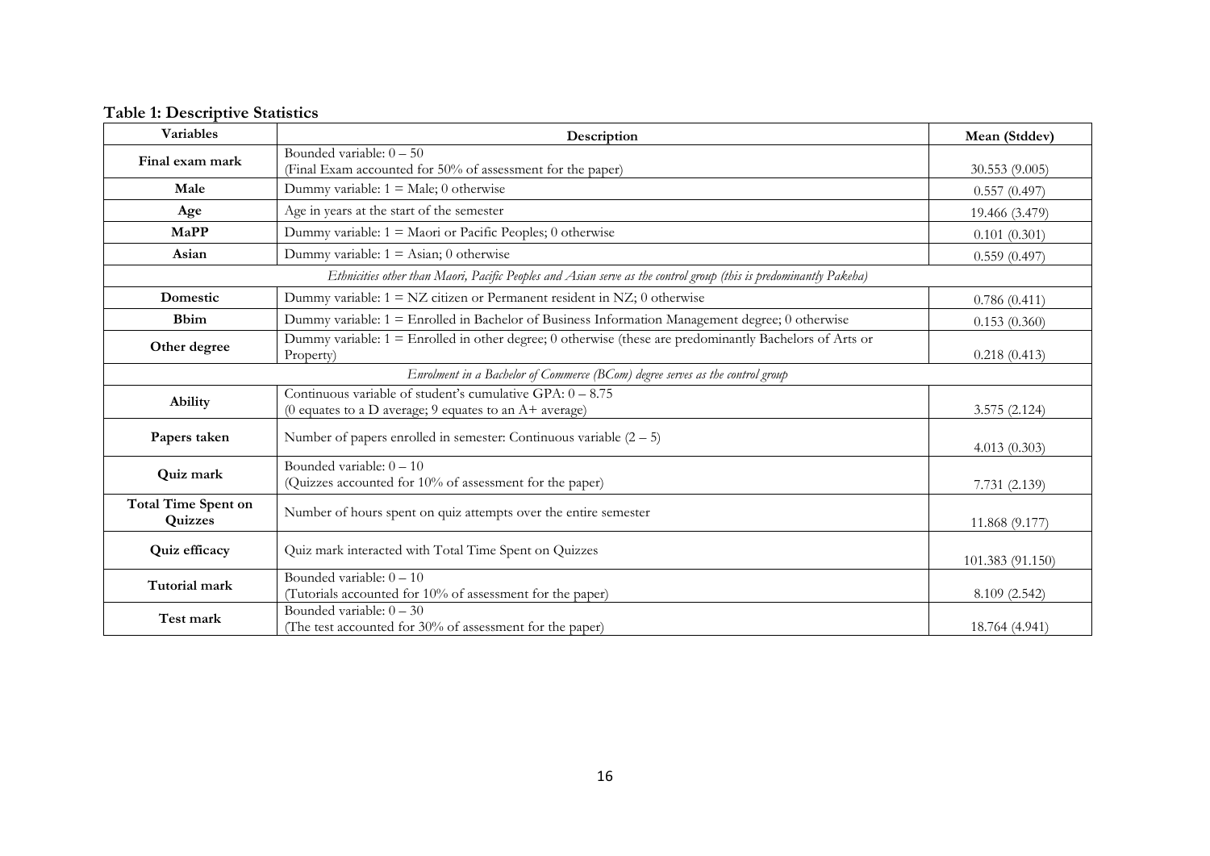**Table 1: Descriptive Statistics**

| Variables | Description | Mean (Stddev) |
|---|---|---|
| **Final exam mark** | Bounded variable: 0 – 50<br>(Final Exam accounted for 50% of assessment for the paper) | 30.553 (9.005) |
| **Male** | Dummy variable: 1 = Male; 0 otherwise | 0.557 (0.497) |
| **Age** | Age in years at the start of the semester | 19.466 (3.479) |
| **MaPP** | Dummy variable: 1 = Maori or Pacific Peoples; 0 otherwise | 0.101 (0.301) |
| **Asian** | Dummy variable: 1 = Asian; 0 otherwise | 0.559 (0.497) |
| | *Ethnicities other than Maori, Pacific Peoples and Asian serve as the control group (this is predominantly Pakeha)* | |
| **Domestic** | Dummy variable: 1 = NZ citizen or Permanent resident in NZ; 0 otherwise | 0.786 (0.411) |
| **Bbim** | Dummy variable: 1 = Enrolled in Bachelor of Business Information Management degree; 0 otherwise | 0.153 (0.360) |
| **Other degree** | Dummy variable: 1 = Enrolled in other degree; 0 otherwise (these are predominantly Bachelors of Arts or Property) | 0.218 (0.413) |
| | *Enrolment in a Bachelor of Commerce (BCom) degree serves as the control group* | |
| **Ability** | Continuous variable of student's cumulative GPA: 0 – 8.75<br>(0 equates to a D average; 9 equates to an A+ average) | 3.575 (2.124) |
| **Papers taken** | Number of papers enrolled in semester: Continuous variable (2 – 5) | 4.013 (0.303) |
| **Quiz mark** | Bounded variable: 0 – 10<br>(Quizzes accounted for 10% of assessment for the paper) | 7.731 (2.139) |
| **Total Time Spent on Quizzes** | Number of hours spent on quiz attempts over the entire semester | 11.868 (9.177) |
| **Quiz efficacy** | Quiz mark interacted with Total Time Spent on Quizzes | 101.383 (91.150) |
| **Tutorial mark** | Bounded variable: 0 – 10<br>(Tutorials accounted for 10% of assessment for the paper) | 8.109 (2.542) |
| **Test mark** | Bounded variable: 0 – 30<br>(The test accounted for 30% of assessment for the paper) | 18.764 (4.941) |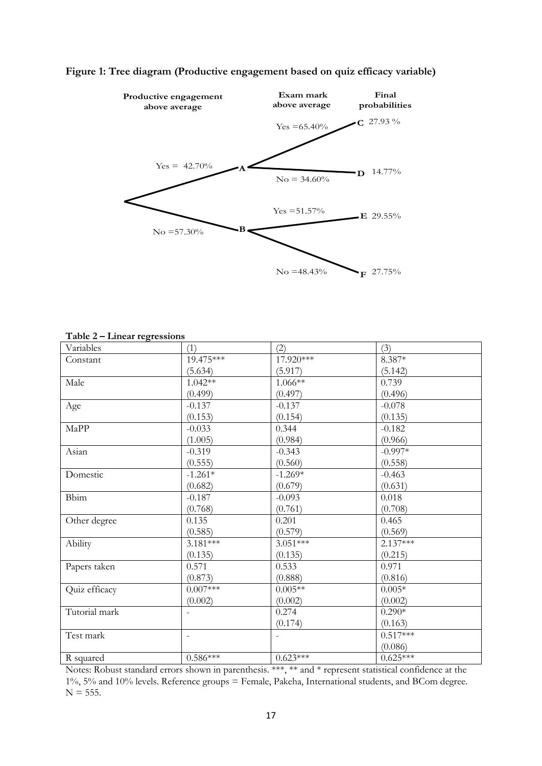**Figure 1: Tree diagram (Productive engagement based on quiz efficacy variable)**

| Productive engagement above average | Exam mark above average | Final probabilities |
|---|---|---|
| Yes = 42.70% (A) | Yes = 65.40% | C 27.93 % |
| | No = 34.60% | D 14.77% |
| No = 57.30% (B) | Yes = 51.57% | E 29.55% |
| | No = 48.43% | F 27.75% |

**Table 2 – Linear regressions**

| Variables | (1) | (2) | (3) |
|---|---|---|---|
| Constant | 19.475*** | 17.920*** | 8.387* |
| | (5.634) | (5.917) | (5.142) |
| Male | 1.042** | 1.066** | 0.739 |
| | (0.499) | (0.497) | (0.496) |
| Age | -0.137 | -0.137 | -0.078 |
| | (0.153) | (0.154) | (0.135) |
| MaPP | -0.033 | 0.344 | -0.182 |
| | (1.005) | (0.984) | (0.966) |
| Asian | -0.319 | -0.343 | -0.997* |
| | (0.555) | (0.560) | (0.558) |
| Domestic | -1.261* | -1.269* | -0.463 |
| | (0.682) | (0.679) | (0.631) |
| Bbim | -0.187 | -0.093 | 0.018 |
| | (0.768) | (0.761) | (0.708) |
| Other degree | 0.135 | 0.201 | 0.465 |
| | (0.585) | (0.579) | (0.569) |
| Ability | 3.181*** | 3.051*** | 2.137*** |
| | (0.135) | (0.135) | (0.215) |
| Papers taken | 0.571 | 0.533 | 0.971 |
| | (0.873) | (0.888) | (0.816) |
| Quiz efficacy | 0.007*** | 0.005** | 0.005* |
| | (0.002) | (0.002) | (0.002) |
| Tutorial mark | - | 0.274 | 0.290* |
| | | (0.174) | (0.163) |
| Test mark | - | - | 0.517*** |
| | | | (0.086) |
| R squared | 0.586*** | 0.623*** | 0.625*** |

Notes: Robust standard errors shown in parenthesis. ***, ** and * represent statistical confidence at the 1%, 5% and 10% levels. Reference groups = Female, Pakeha, International students, and BCom degree. N = 555.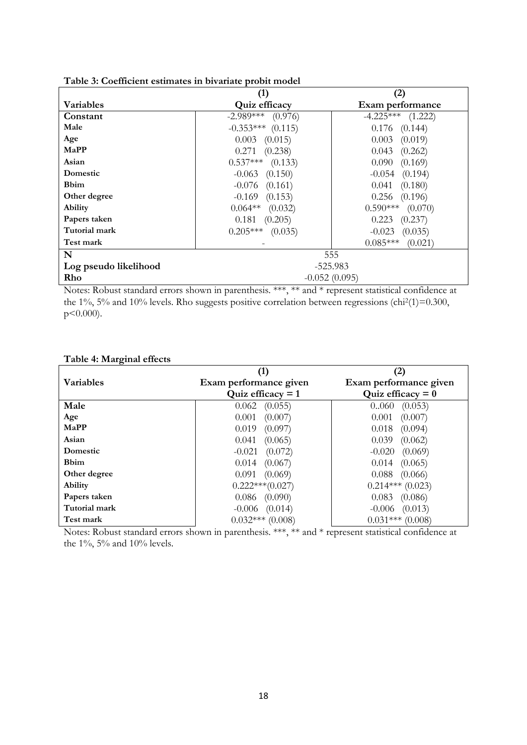**Table 3: Coefficient estimates in bivariate probit model**

| | (1) | (2) |
|---|---|---|
| **Variables** | **Quiz efficacy** | **Exam performance** |
| **Constant** | -2.989*** (0.976) | -4.225*** (1.222) |
| **Male** | -0.353*** (0.115) | 0.176 (0.144) |
| **Age** | 0.003 (0.015) | 0.003 (0.019) |
| **MaPP** | 0.271 (0.238) | 0.043 (0.262) |
| **Asian** | 0.537*** (0.133) | 0.090 (0.169) |
| **Domestic** | -0.063 (0.150) | -0.054 (0.194) |
| **Bbim** | -0.076 (0.161) | 0.041 (0.180) |
| **Other degree** | -0.169 (0.153) | 0.256 (0.196) |
| **Ability** | 0.064** (0.032) | 0.590*** (0.070) |
| **Papers taken** | 0.181 (0.205) | 0.223 (0.237) |
| **Tutorial mark** | 0.205*** (0.035) | -0.023 (0.035) |
| **Test mark** | - | 0.085*** (0.021) |
| **N** | 555 | |
| **Log pseudo likelihood** | -525.983 | |
| **Rho** | -0.052 (0.095) | |

Notes: Robust standard errors shown in parenthesis. ***, ** and * represent statistical confidence at the 1%, 5% and 10% levels. Rho suggests positive correlation between regressions ($chi^2(1)=0.300$, $p<0.000$).

**Table 4: Marginal effects**

| | (1) | (2) |
|---|---|---|
| **Variables** | **Exam performance given Quiz efficacy = 1** | **Exam performance given Quiz efficacy = 0** |
| **Male** | 0.062 (0.055) | 0..060 (0.053) |
| **Age** | 0.001 (0.007) | 0.001 (0.007) |
| **MaPP** | 0.019 (0.097) | 0.018 (0.094) |
| **Asian** | 0.041 (0.065) | 0.039 (0.062) |
| **Domestic** | -0.021 (0.072) | -0.020 (0.069) |
| **Bbim** | 0.014 (0.067) | 0.014 (0.065) |
| **Other degree** | 0.091 (0.069) | 0.088 (0.066) |
| **Ability** | 0.222***(0.027) | 0.214*** (0.023) |
| **Papers taken** | 0.086 (0.090) | 0.083 (0.086) |
| **Tutorial mark** | -0.006 (0.014) | -0.006 (0.013) |
| **Test mark** | 0.032*** (0.008) | 0.031*** (0.008) |

Notes: Robust standard errors shown in parenthesis. ***, ** and * represent statistical confidence at the 1%, 5% and 10% levels.